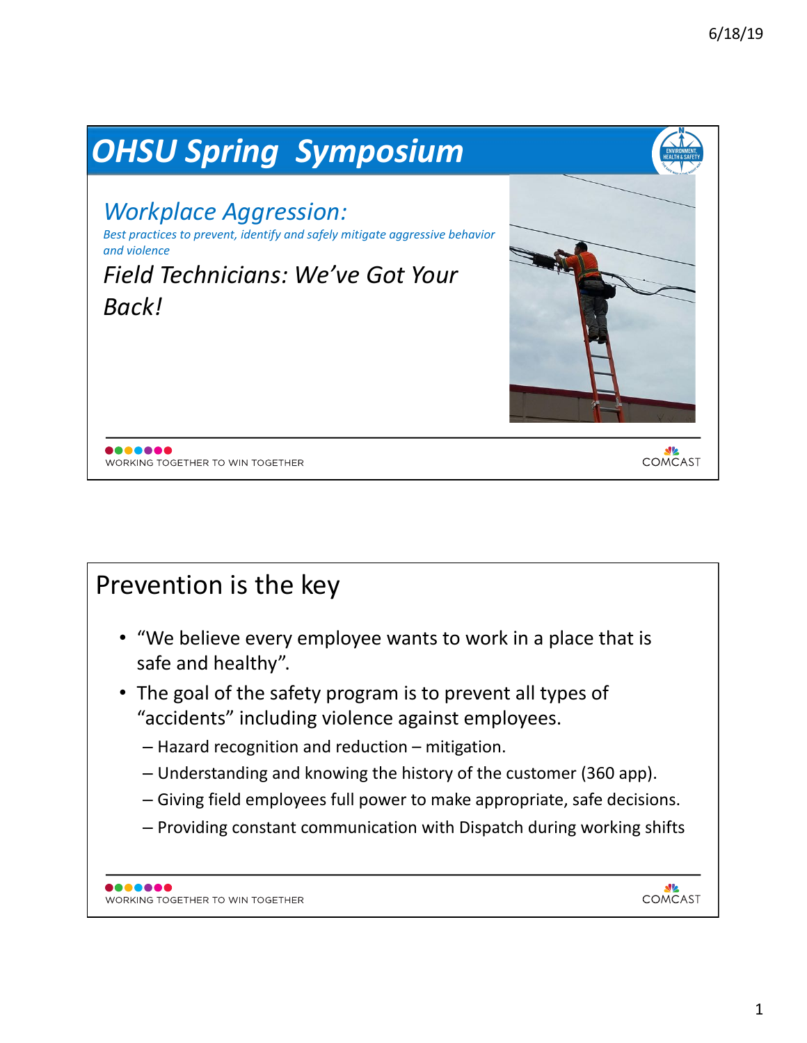# OHSU Spring Symposium

## *Workplace Aggression:*

*Best practices to prevent, identify and safely mitigate aggressive behavior and violence*

*Field Technicians: We've Got Your Back!*

WORKING TOGETHER TO WIN TOGETHER

COMCAST

## Prevention is the key

- "We believe every employee wants to work in a place that is safe and healthy".
- The goal of the safety program is to prevent all types of "accidents" including violence against employees.
  - Hazard recognition and reduction – mitigation.
  - Understanding and knowing the history of the customer (360 app).
  - Giving field employees full power to make appropriate, safe decisions.
  - Providing constant communication with Dispatch during working shifts

WORKING TOGETHER TO WIN TOGETHER

COMCAST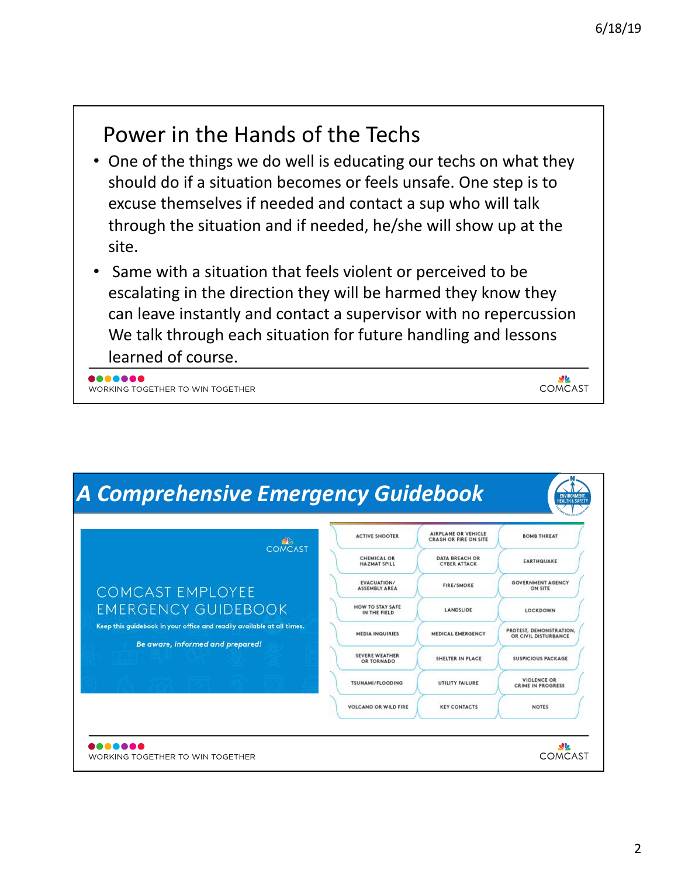## Power in the Hands of the Techs

- One of the things we do well is educating our techs on what they should do if a situation becomes or feels unsafe. One step is to excuse themselves if needed and contact a sup who will talk through the situation and if needed, he/she will show up at the site.
- Same with a situation that feels violent or perceived to be escalating in the direction they will be harmed they know they can leave instantly and contact a supervisor with no repercussion We talk through each situation for future handling and lessons learned of course.

WORKING TOGETHER TO WIN TOGETHER

COMCAST

## A Comprehensive Emergency Guidebook

ENVIRONMENT, HEALTH & SAFETY

COMCAST

COMCAST EMPLOYEE EMERGENCY GUIDEBOOK

Keep this guidebook in your office and readily available at all times.

*Be aware, informed and prepared!*

| | | |
|---|---|---|
| ACTIVE SHOOTER | AIRPLANE OR VEHICLE CRASH OR FIRE ON SITE | BOMB THREAT |
| CHEMICAL OR HAZMAT SPILL | DATA BREACH OR CYBER ATTACK | EARTHQUAKE |
| EVACUATION/ ASSEMBLY AREA | FIRE/SMOKE | GOVERNMENT AGENCY ON SITE |
| HOW TO STAY SAFE IN THE FIELD | LANDSLIDE | LOCKDOWN |
| MEDIA INQUIRIES | MEDICAL EMERGENCY | PROTEST, DEMONSTRATION, OR CIVIL DISTURBANCE |
| SEVERE WEATHER OR TORNADO | SHELTER IN PLACE | SUSPICIOUS PACKAGE |
| TSUNAMI/FLOODING | UTILITY FAILURE | VIOLENCE OR CRIME IN PROGRESS |
| VOLCANO OR WILD FIRE | KEY CONTACTS | NOTES |

WORKING TOGETHER TO WIN TOGETHER

COMCAST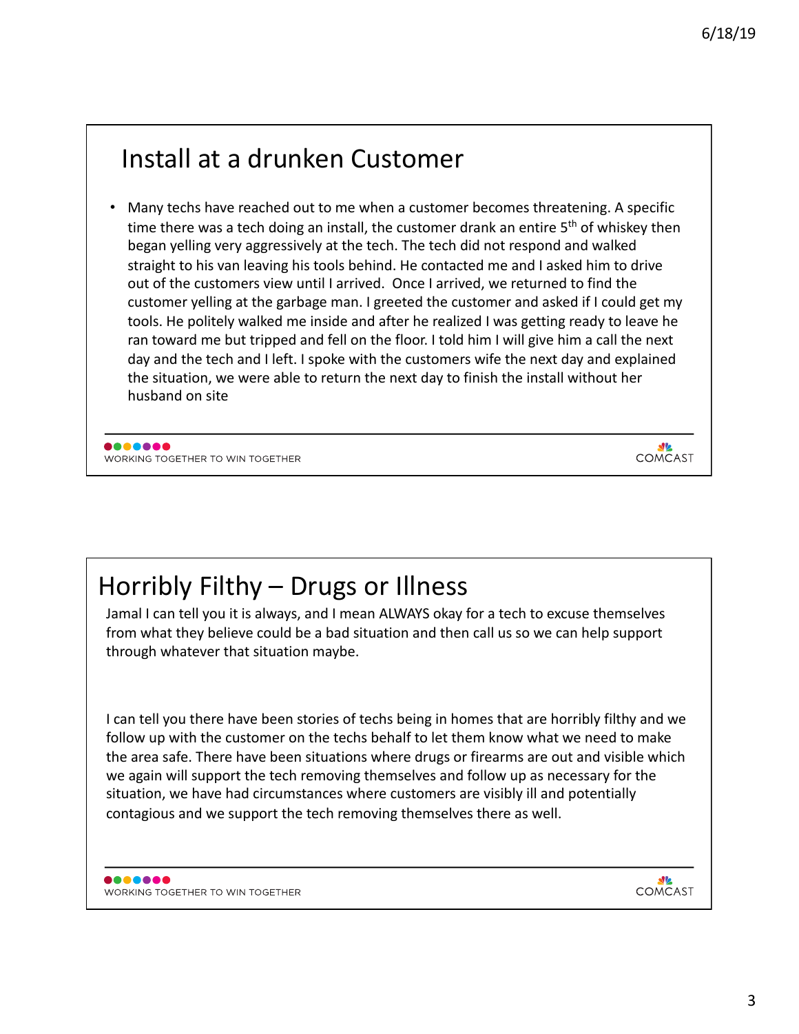## Install at a drunken Customer

- Many techs have reached out to me when a customer becomes threatening. A specific time there was a tech doing an install, the customer drank an entire 5th of whiskey then began yelling very aggressively at the tech. The tech did not respond and walked straight to his van leaving his tools behind. He contacted me and I asked him to drive out of the customers view until I arrived. Once I arrived, we returned to find the customer yelling at the garbage man. I greeted the customer and asked if I could get my tools. He politely walked me inside and after he realized I was getting ready to leave he ran toward me but tripped and fell on the floor. I told him I will give him a call the next day and the tech and I left. I spoke with the customers wife the next day and explained the situation, we were able to return the next day to finish the install without her husband on site

WORKING TOGETHER TO WIN TOGETHER

COMCAST

## Horribly Filthy – Drugs or Illness

Jamal I can tell you it is always, and I mean ALWAYS okay for a tech to excuse themselves from what they believe could be a bad situation and then call us so we can help support through whatever that situation maybe.

I can tell you there have been stories of techs being in homes that are horribly filthy and we follow up with the customer on the techs behalf to let them know what we need to make the area safe. There have been situations where drugs or firearms are out and visible which we again will support the tech removing themselves and follow up as necessary for the situation, we have had circumstances where customers are visibly ill and potentially contagious and we support the tech removing themselves there as well.

WORKING TOGETHER TO WIN TOGETHER

COMCAST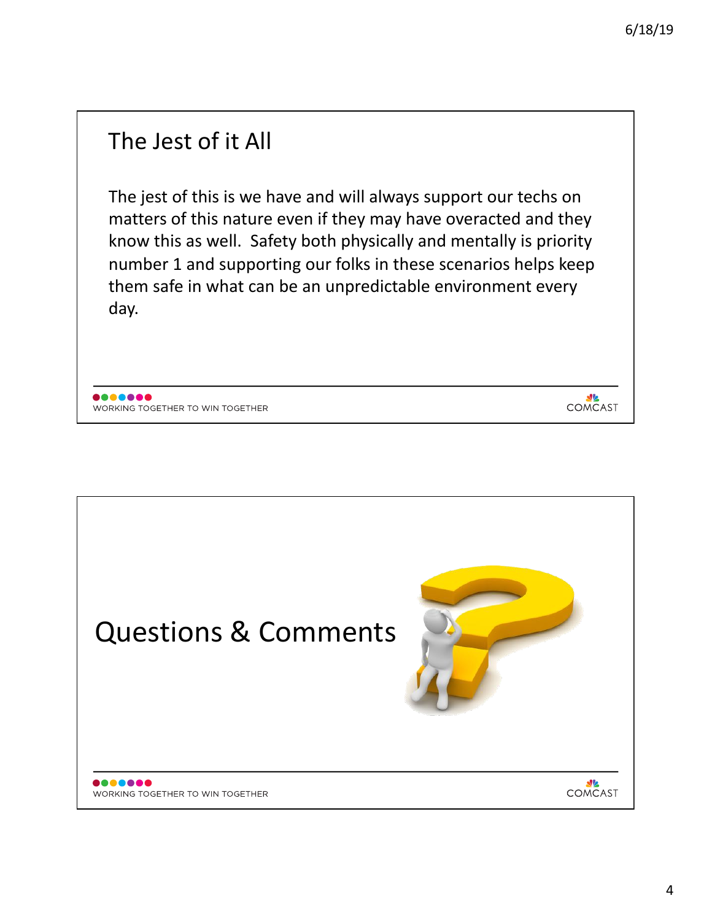## The Jest of it All

The jest of this is we have and will always support our techs on matters of this nature even if they may have overacted and they know this as well. Safety both physically and mentally is priority number 1 and supporting our folks in these scenarios helps keep them safe in what can be an unpredictable environment every day.

WORKING TOGETHER TO WIN TOGETHER

COMCAST

## Questions & Comments

WORKING TOGETHER TO WIN TOGETHER

COMCAST